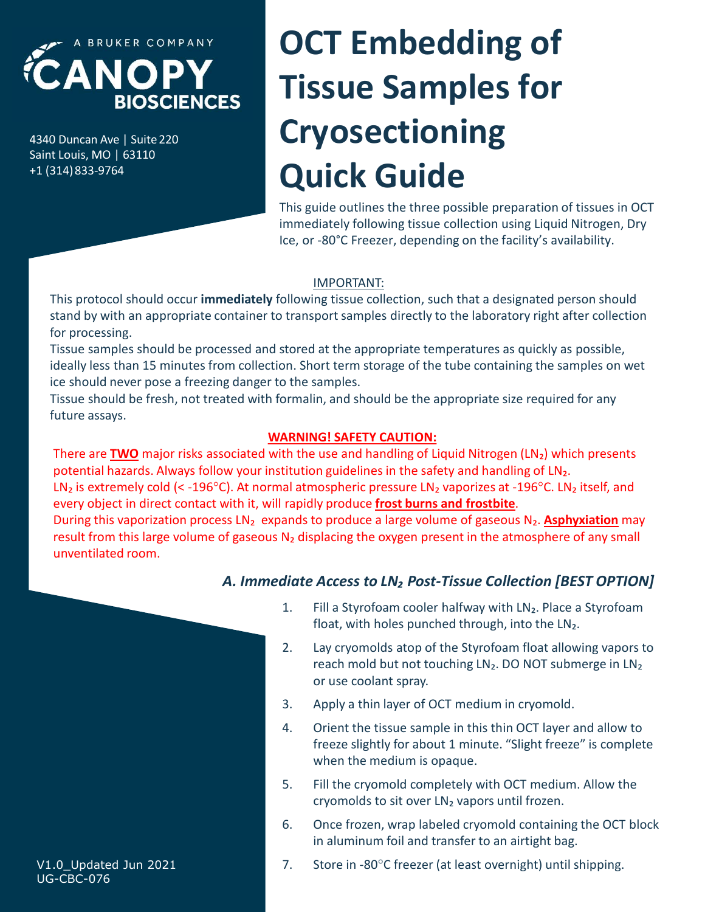A BRUKER COMPANY

CANOPY BIOSCIENCES

4340 Duncan Ave | Suite 220
Saint Louis, MO | 63110
+1 (314) 833-9764

# OCT Embedding of Tissue Samples for Cryosectioning Quick Guide

This guide outlines the three possible preparation of tissues in OCT immediately following tissue collection using Liquid Nitrogen, Dry Ice, or -80°C Freezer, depending on the facility's availability.

IMPORTANT:

This protocol should occur **immediately** following tissue collection, such that a designated person should stand by with an appropriate container to transport samples directly to the laboratory right after collection for processing.

Tissue samples should be processed and stored at the appropriate temperatures as quickly as possible, ideally less than 15 minutes from collection. Short term storage of the tube containing the samples on wet ice should never pose a freezing danger to the samples.

Tissue should be fresh, not treated with formalin, and should be the appropriate size required for any future assays.

**WARNING! SAFETY CAUTION:**

There are **TWO** major risks associated with the use and handling of Liquid Nitrogen ($LN_2$) which presents potential hazards. Always follow your institution guidelines in the safety and handling of $LN_2$.

$LN_2$ is extremely cold (< -196°C). At normal atmospheric pressure $LN_2$ vaporizes at -196°C. $LN_2$ itself, and every object in direct contact with it, will rapidly produce **frost burns and frostbite**.

During this vaporization process $LN_2$ expands to produce a large volume of gaseous $N_2$. **Asphyxiation** may result from this large volume of gaseous $N_2$ displacing the oxygen present in the atmosphere of any small unventilated room.

### *A. Immediate Access to $LN_2$ Post-Tissue Collection [BEST OPTION]*

1. Fill a Styrofoam cooler halfway with $LN_2$. Place a Styrofoam float, with holes punched through, into the $LN_2$.
2. Lay cryomolds atop of the Styrofoam float allowing vapors to reach mold but not touching $LN_2$. DO NOT submerge in $LN_2$ or use coolant spray.
3. Apply a thin layer of OCT medium in cryomold.
4. Orient the tissue sample in this thin OCT layer and allow to freeze slightly for about 1 minute. "Slight freeze" is complete when the medium is opaque.
5. Fill the cryomold completely with OCT medium. Allow the cryomolds to sit over $LN_2$ vapors until frozen.
6. Once frozen, wrap labeled cryomold containing the OCT block in aluminum foil and transfer to an airtight bag.
7. Store in -80°C freezer (at least overnight) until shipping.

V1.0_Updated Jun 2021
UG-CBC-076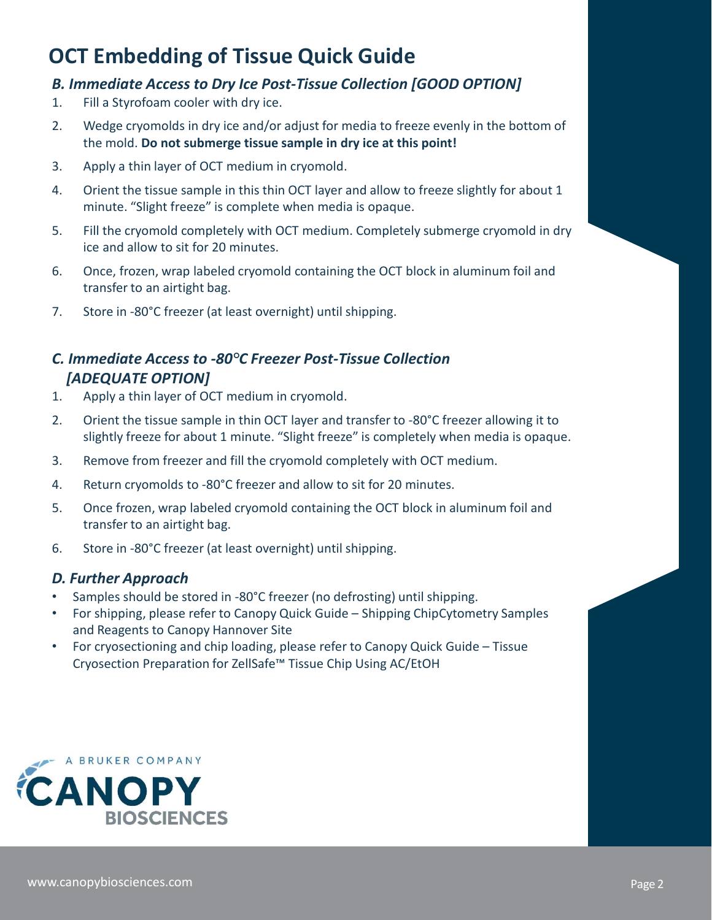# OCT Embedding of Tissue Quick Guide

### *B. Immediate Access to Dry Ice Post-Tissue Collection [GOOD OPTION]*

1. Fill a Styrofoam cooler with dry ice.
2. Wedge cryomolds in dry ice and/or adjust for media to freeze evenly in the bottom of the mold. **Do not submerge tissue sample in dry ice at this point!**
3. Apply a thin layer of OCT medium in cryomold.
4. Orient the tissue sample in this thin OCT layer and allow to freeze slightly for about 1 minute. “Slight freeze” is complete when media is opaque.
5. Fill the cryomold completely with OCT medium. Completely submerge cryomold in dry ice and allow to sit for 20 minutes.
6. Once, frozen, wrap labeled cryomold containing the OCT block in aluminum foil and transfer to an airtight bag.
7. Store in -80°C freezer (at least overnight) until shipping.

### *C. Immediate Access to -80°C Freezer Post-Tissue Collection [ADEQUATE OPTION]*

1. Apply a thin layer of OCT medium in cryomold.
2. Orient the tissue sample in thin OCT layer and transfer to -80°C freezer allowing it to slightly freeze for about 1 minute. “Slight freeze” is completely when media is opaque.
3. Remove from freezer and fill the cryomold completely with OCT medium.
4. Return cryomolds to -80°C freezer and allow to sit for 20 minutes.
5. Once frozen, wrap labeled cryomold containing the OCT block in aluminum foil and transfer to an airtight bag.
6. Store in -80°C freezer (at least overnight) until shipping.

### *D. Further Approach*

- Samples should be stored in -80°C freezer (no defrosting) until shipping.
- For shipping, please refer to Canopy Quick Guide – Shipping ChipCytometry Samples and Reagents to Canopy Hannover Site
- For cryosectioning and chip loading, please refer to Canopy Quick Guide – Tissue Cryosection Preparation for ZellSafe™ Tissue Chip Using AC/EtOH

A BRUKER COMPANY
CANOPY BIOSCIENCES

www.canopybiosciences.com